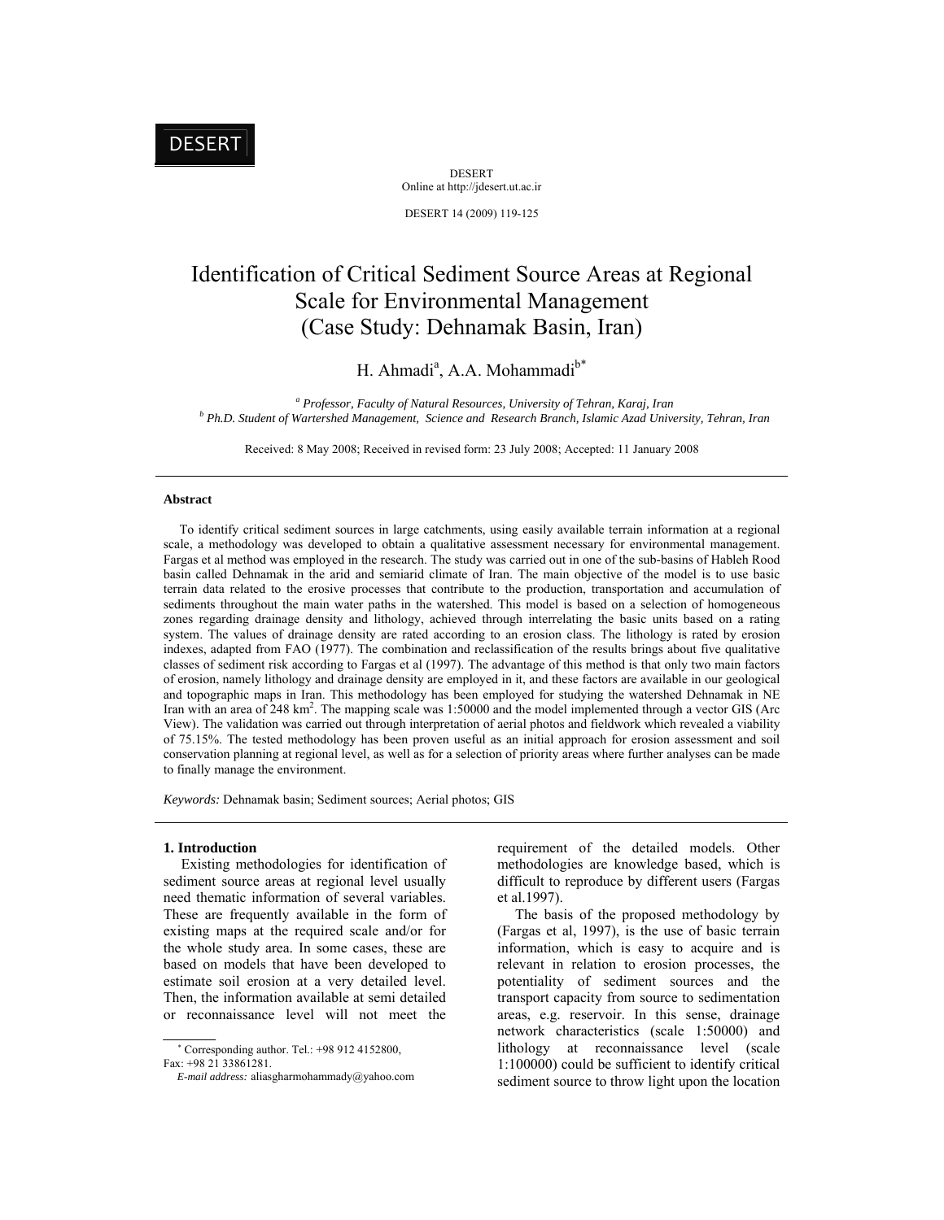# Identification of Critical Sediment Source Areas at Regional Scale for Environmental Management (Case Study: Dehnamak Basin, Iran)

H. Ahmadi[a], A.A. Mohammadi[b*]

[a] *Professor, Faculty of Natural Resources, University of Tehran, Karaj, Iran*
[b] *Ph.D. Student of Wartershed Management, Science and Research Branch, Islamic Azad University, Tehran, Iran*

Received: 8 May 2008; Received in revised form: 23 July 2008; Accepted: 11 January 2008

---

### Abstract

To identify critical sediment sources in large catchments, using easily available terrain information at a regional scale, a methodology was developed to obtain a qualitative assessment necessary for environmental management. Fargas et al method was employed in the research. The study was carried out in one of the sub-basins of Hableh Rood basin called Dehnamak in the arid and semiarid climate of Iran. The main objective of the model is to use basic terrain data related to the erosive processes that contribute to the production, transportation and accumulation of sediments throughout the main water paths in the watershed. This model is based on a selection of homogeneous zones regarding drainage density and lithology, achieved through interrelating the basic units based on a rating system. The values of drainage density are rated according to an erosion class. The lithology is rated by erosion indexes, adapted from FAO (1977). The combination and reclassification of the results brings about five qualitative classes of sediment risk according to Fargas et al (1997). The advantage of this method is that only two main factors of erosion, namely lithology and drainage density are employed in it, and these factors are available in our geological and topographic maps in Iran. This methodology has been employed for studying the watershed Dehnamak in NE Iran with an area of 248 km$^2$. The mapping scale was 1:50000 and the model implemented through a vector GIS (Arc View). The validation was carried out through interpretation of aerial photos and fieldwork which revealed a viability of 75.15%. The tested methodology has been proven useful as an initial approach for erosion assessment and soil conservation planning at regional level, as well as for a selection of priority areas where further analyses can be made to finally manage the environment.

*Keywords:* Dehnamak basin; Sediment sources; Aerial photos; GIS

---

## 1. Introduction

Existing methodologies for identification of sediment source areas at regional level usually need thematic information of several variables. These are frequently available in the form of existing maps at the required scale and/or for the whole study area. In some cases, these are based on models that have been developed to estimate soil erosion at a very detailed level. Then, the information available at semi detailed or reconnaissance level will not meet the requirement of the detailed models. Other methodologies are knowledge based, which is difficult to reproduce by different users (Fargas et al.1997).

The basis of the proposed methodology by (Fargas et al, 1997), is the use of basic terrain information, which is easy to acquire and is relevant in relation to erosion processes, the potentiality of sediment sources and the transport capacity from source to sedimentation areas, e.g. reservoir. In this sense, drainage network characteristics (scale 1:50000) and lithology at reconnaissance level (scale 1:100000) could be sufficient to identify critical sediment source to throw light upon the location

---

* Corresponding author. Tel.: +98 912 4152800, Fax: +98 21 33861281.
*E-mail address:* aliasgharmohammady@yahoo.com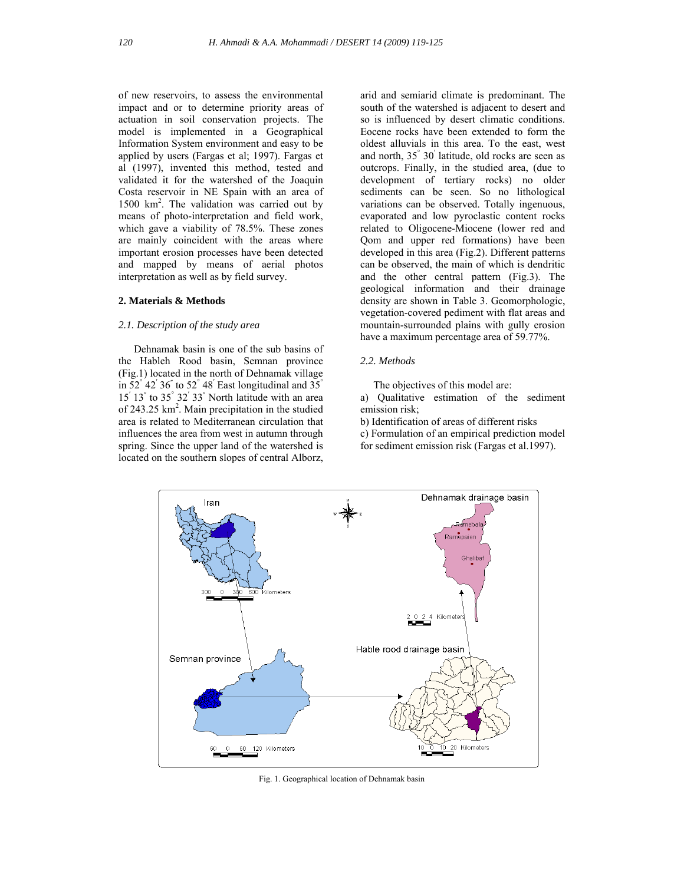of new reservoirs, to assess the environmental impact and or to determine priority areas of actuation in soil conservation projects. The model is implemented in a Geographical Information System environment and easy to be applied by users (Fargas et al; 1997). Fargas et al (1997), invented this method, tested and validated it for the watershed of the Joaquin Costa reservoir in NE Spain with an area of 1500 km$^2$. The validation was carried out by means of photo-interpretation and field work, which gave a viability of 78.5%. These zones are mainly coincident with the areas where important erosion processes have been detected and mapped by means of aerial photos interpretation as well as by field survey.

## 2. Materials & Methods

### *2.1. Description of the study area*

Dehnamak basin is one of the sub basins of the Hableh Rood basin, Semnan province (Fig.1) located in the north of Dehnamak village in 52° 42′ 36″ to 52° 48′ East longitudinal and 35° 15′ 13″ to 35° 32′ 33″ North latitude with an area of 243.25 km$^2$. Main precipitation in the studied area is related to Mediterranean circulation that influences the area from west in autumn through spring. Since the upper land of the watershed is located on the southern slopes of central Alborz, arid and semiarid climate is predominant. The south of the watershed is adjacent to desert and so is influenced by desert climatic conditions. Eocene rocks have been extended to form the oldest alluvials in this area. To the east, west and north, 35° 30′ latitude, old rocks are seen as outcrops. Finally, in the studied area, (due to development of tertiary rocks) no older sediments can be seen. So no lithological variations can be observed. Totally ingenuous, evaporated and low pyroclastic content rocks related to Oligocene-Miocene (lower red and Qom and upper red formations) have been developed in this area (Fig.2). Different patterns can be observed, the main of which is dendritic and the other central pattern (Fig.3). The geological information and their drainage density are shown in Table 3. Geomorphologic, vegetation-covered pediment with flat areas and mountain-surrounded plains with gully erosion have a maximum percentage area of 59.77%.

### *2.2. Methods*

The objectives of this model are:

a) Qualitative estimation of the sediment emission risk;

b) Identification of areas of different risks

c) Formulation of an empirical prediction model for sediment emission risk (Fargas et al.1997).

Fig. 1. Geographical location of Dehnamak basin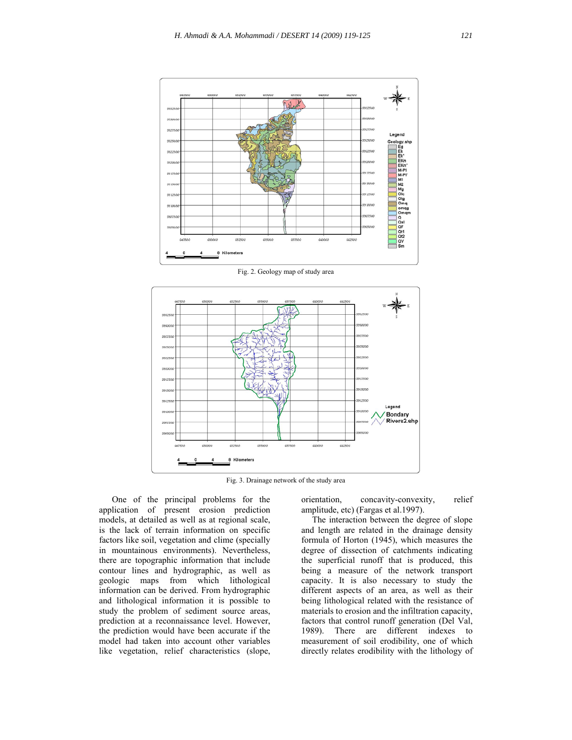Fig. 2. Geology map of study area

Fig. 3. Drainage network of the study area

One of the principal problems for the application of present erosion prediction models, at detailed as well as at regional scale, is the lack of terrain information on specific factors like soil, vegetation and clime (specially in mountainous environments). Nevertheless, there are topographic information that include contour lines and hydrographic, as well as geologic maps from which lithological information can be derived. From hydrographic and lithological information it is possible to study the problem of sediment source areas, prediction at a reconnaissance level. However, the prediction would have been accurate if the model had taken into account other variables like vegetation, relief characteristics (slope, orientation, concavity-convexity, relief amplitude, etc) (Fargas et al.1997).

The interaction between the degree of slope and length are related in the drainage density formula of Horton (1945), which measures the degree of dissection of catchments indicating the superficial runoff that is produced, this being a measure of the network transport capacity. It is also necessary to study the different aspects of an area, as well as their being lithological related with the resistance of materials to erosion and the infiltration capacity, factors that control runoff generation (Del Val, 1989). There are different indexes to measurement of soil erodibility, one of which directly relates erodibility with the lithology of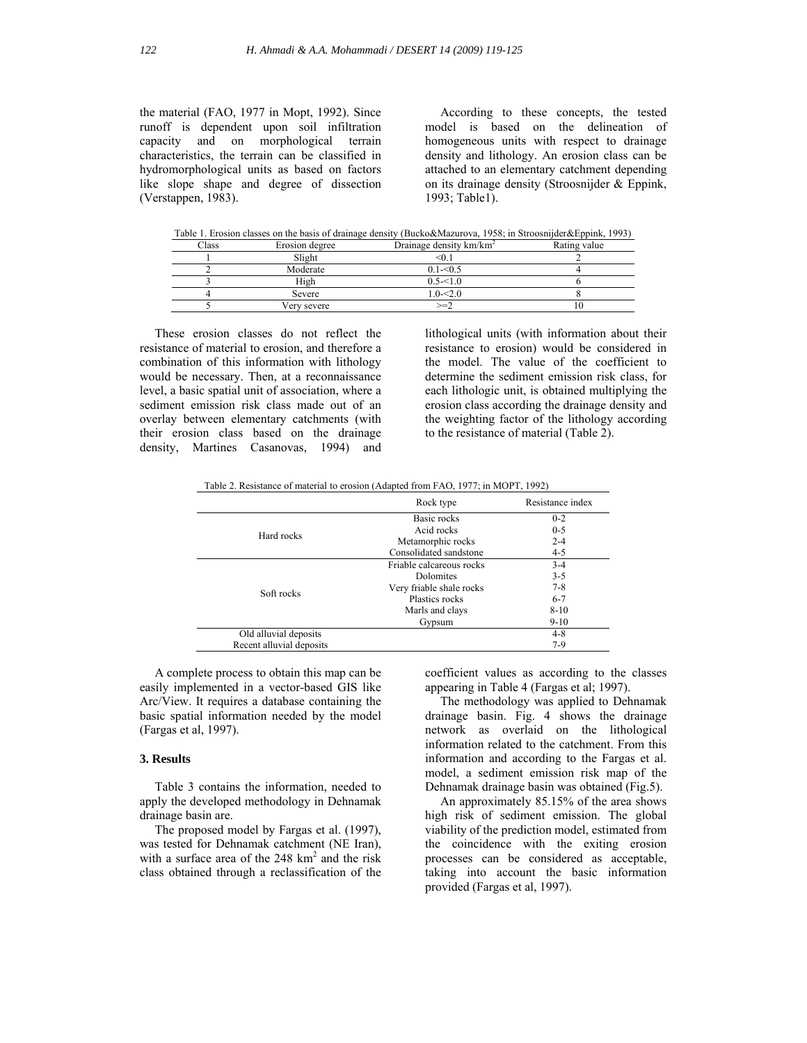the material (FAO, 1977 in Mopt, 1992). Since runoff is dependent upon soil infiltration capacity and on morphological terrain characteristics, the terrain can be classified in hydromorphological units as based on factors like slope shape and degree of dissection (Verstappen, 1983).

According to these concepts, the tested model is based on the delineation of homogeneous units with respect to drainage density and lithology. An erosion class can be attached to an elementary catchment depending on its drainage density (Stroosnijder & Eppink, 1993; Table1).

Table 1. Erosion classes on the basis of drainage density (Bucko&Mazurova, 1958; in Stroosnijder&Eppink, 1993)

| Class | Erosion degree | Drainage density km/km$^2$ | Rating value |
|---|---|---|---|
| 1 | Slight | <0.1 | 2 |
| 2 | Moderate | 0.1-<0.5 | 4 |
| 3 | High | 0.5-<1.0 | 6 |
| 4 | Severe | 1.0-<2.0 | 8 |
| 5 | Very severe | >=2 | 10 |

These erosion classes do not reflect the resistance of material to erosion, and therefore a combination of this information with lithology would be necessary. Then, at a reconnaissance level, a basic spatial unit of association, where a sediment emission risk class made out of an overlay between elementary catchments (with their erosion class based on the drainage density, Martines Casanovas, 1994) and lithological units (with information about their resistance to erosion) would be considered in the model. The value of the coefficient to determine the sediment emission risk class, for each lithologic unit, is obtained multiplying the erosion class according the drainage density and the weighting factor of the lithology according to the resistance of material (Table 2).

Table 2. Resistance of material to erosion (Adapted from FAO, 1977; in MOPT, 1992)

| | Rock type | Resistance index |
|---|---|---|
| Hard rocks | Basic rocks | 0-2 |
| | Acid rocks | 0-5 |
| | Metamorphic rocks | 2-4 |
| | Consolidated sandstone | 4-5 |
| Soft rocks | Friable calcareous rocks | 3-4 |
| | Dolomites | 3-5 |
| | Very friable shale rocks | 7-8 |
| | Plastics rocks | 6-7 |
| | Marls and clays | 8-10 |
| | Gypsum | 9-10 |
| Old alluvial deposits | | 4-8 |
| Recent alluvial deposits | | 7-9 |

A complete process to obtain this map can be easily implemented in a vector-based GIS like Arc/View. It requires a database containing the basic spatial information needed by the model (Fargas et al, 1997).

## 3. Results

Table 3 contains the information, needed to apply the developed methodology in Dehnamak drainage basin are.

The proposed model by Fargas et al. (1997), was tested for Dehnamak catchment (NE Iran), with a surface area of the 248 km$^2$ and the risk class obtained through a reclassification of the coefficient values as according to the classes appearing in Table 4 (Fargas et al; 1997).

The methodology was applied to Dehnamak drainage basin. Fig. 4 shows the drainage network as overlaid on the lithological information related to the catchment. From this information and according to the Fargas et al. model, a sediment emission risk map of the Dehnamak drainage basin was obtained (Fig.5).

An approximately 85.15% of the area shows high risk of sediment emission. The global viability of the prediction model, estimated from the coincidence with the exiting erosion processes can be considered as acceptable, taking into account the basic information provided (Fargas et al, 1997).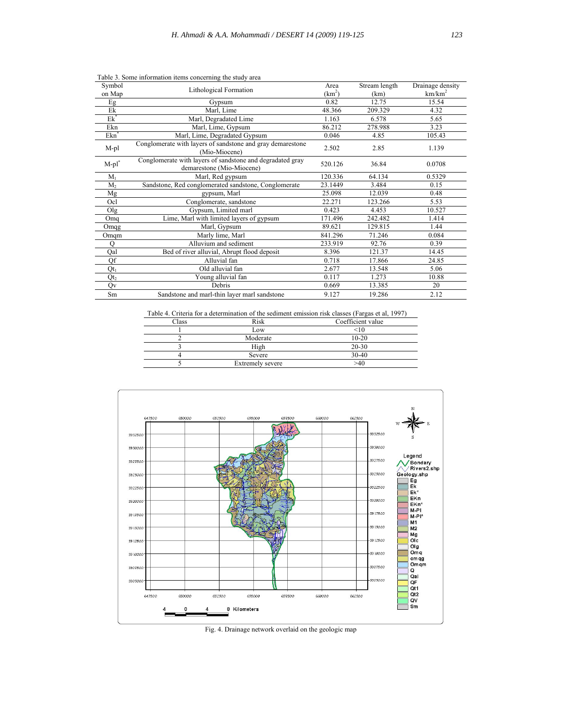Table 3. Some information items concerning the study area

| Symbol on Map | Lithological Formation | Area ($km^2$) | Stream length (km) | Drainage density $km/km^2$ |
|---|---|---|---|---|
| Eg | Gypsum | 0.82 | 12.75 | 15.54 |
| Ek | Marl, Lime | 48.366 | 209.329 | 4.32 |
| $Ek^*$ | Marl, Degradated Lime | 1.163 | 6.578 | 5.65 |
| Ekn | Marl, Lime, Gypsum | 86.212 | 278.988 | 3.23 |
| $Ekn^*$ | Marl, Lime, Degradated Gypsum | 0.046 | 4.85 | 105.43 |
| M-pl | Conglomerate with layers of sandstone and gray demarestone (Mio-Miocene) | 2.502 | 2.85 | 1.139 |
| $M\text{-}pl^*$ | Conglomerate with layers of sandstone and degradated gray demarestone (Mio-Miocene) | 520.126 | 36.84 | 0.0708 |
| $M_1$ | Marl, Red gypsum | 120.336 | 64.134 | 0.5329 |
| $M_2$ | Sandstone, Red conglomerated sandstone, Conglomerate | 23.1449 | 3.484 | 0.15 |
| Mg | gypsum, Marl | 25.098 | 12.039 | 0.48 |
| Ocl | Conglomerate, sandstone | 22.271 | 123.266 | 5.53 |
| Olg | Gypsum, Limited marl | 0.423 | 4.453 | 10.527 |
| Omq | Lime, Marl with limited layers of gypsum | 171.496 | 242.482 | 1.414 |
| Omqg | Marl, Gypsum | 89.621 | 129.815 | 1.44 |
| Omqm | Marly lime, Marl | 841.296 | 71.246 | 0.084 |
| Q | Alluvium and sediment | 233.919 | 92.76 | 0.39 |
| Qal | Bed of river alluvial, Abrupt flood deposit | 8.396 | 121.37 | 14.45 |
| Qf | Alluvial fan | 0.718 | 17.866 | 24.85 |
| $Qt_1$ | Old alluvial fan | 2.677 | 13.548 | 5.06 |
| $Qt_2$ | Young alluvial fan | 0.117 | 1.273 | 10.88 |
| Qv | Debris | 0.669 | 13.385 | 20 |
| Sm | Sandstone and marl-thin layer marl sandstone | 9.127 | 19.286 | 2.12 |

Table 4. Criteria for a determination of the sediment emission risk classes (Fargas et al, 1997)

| Class | Risk | Coefficient value |
|---|---|---|
| 1 | Low | <10 |
| 2 | Moderate | 10-20 |
| 3 | High | 20-30 |
| 4 | Severe | 30-40 |
| 5 | Extremely severe | >40 |

Fig. 4. Drainage network overlaid on the geologic map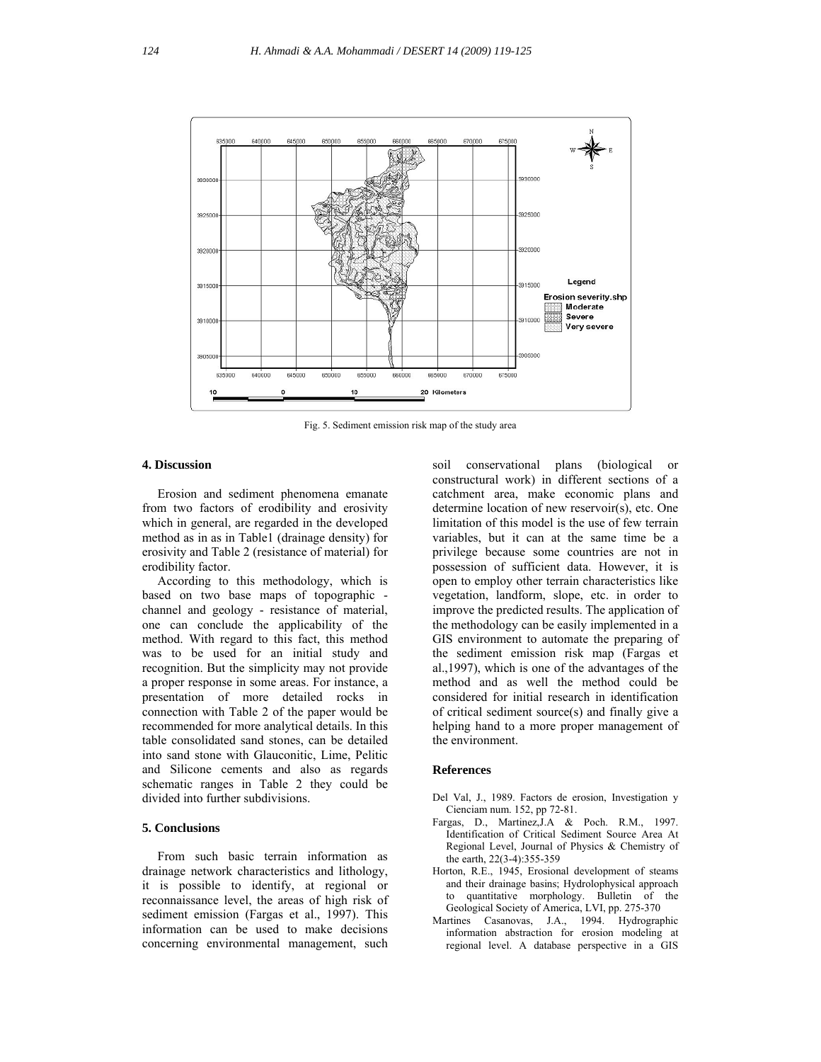Fig. 5. Sediment emission risk map of the study area

## 4. Discussion

Erosion and sediment phenomena emanate from two factors of erodibility and erosivity which in general, are regarded in the developed method as in as in Table1 (drainage density) for erosivity and Table 2 (resistance of material) for erodibility factor.

According to this methodology, which is based on two base maps of topographic - channel and geology - resistance of material, one can conclude the applicability of the method. With regard to this fact, this method was to be used for an initial study and recognition. But the simplicity may not provide a proper response in some areas. For instance, a presentation of more detailed rocks in connection with Table 2 of the paper would be recommended for more analytical details. In this table consolidated sand stones, can be detailed into sand stone with Glauconitic, Lime, Pelitic and Silicone cements and also as regards schematic ranges in Table 2 they could be divided into further subdivisions.

## 5. Conclusions

From such basic terrain information as drainage network characteristics and lithology, it is possible to identify, at regional or reconnaissance level, the areas of high risk of sediment emission (Fargas et al., 1997). This information can be used to make decisions concerning environmental management, such soil conservational plans (biological or constructural work) in different sections of a catchment area, make economic plans and determine location of new reservoir(s), etc. One limitation of this model is the use of few terrain variables, but it can at the same time be a privilege because some countries are not in possession of sufficient data. However, it is open to employ other terrain characteristics like vegetation, landform, slope, etc. in order to improve the predicted results. The application of the methodology can be easily implemented in a GIS environment to automate the preparing of the sediment emission risk map (Fargas et al.,1997), which is one of the advantages of the method and as well the method could be considered for initial research in identification of critical sediment source(s) and finally give a helping hand to a more proper management of the environment.

## References

Del Val, J., 1989. Factors de erosion, Investigation y Cienciam num. 152, pp 72-81.

Fargas, D., Martinez,J.A & Poch. R.M., 1997. Identification of Critical Sediment Source Area At Regional Level, Journal of Physics & Chemistry of the earth, 22(3-4):355-359

Horton, R.E., 1945, Erosional development of steams and their drainage basins; Hydrolophysical approach to quantitative morphology. Bulletin of the Geological Society of America, LVI, pp. 275-370

Martines Casanovas, J.A., 1994. Hydrographic information abstraction for erosion modeling at regional level. A database perspective in a GIS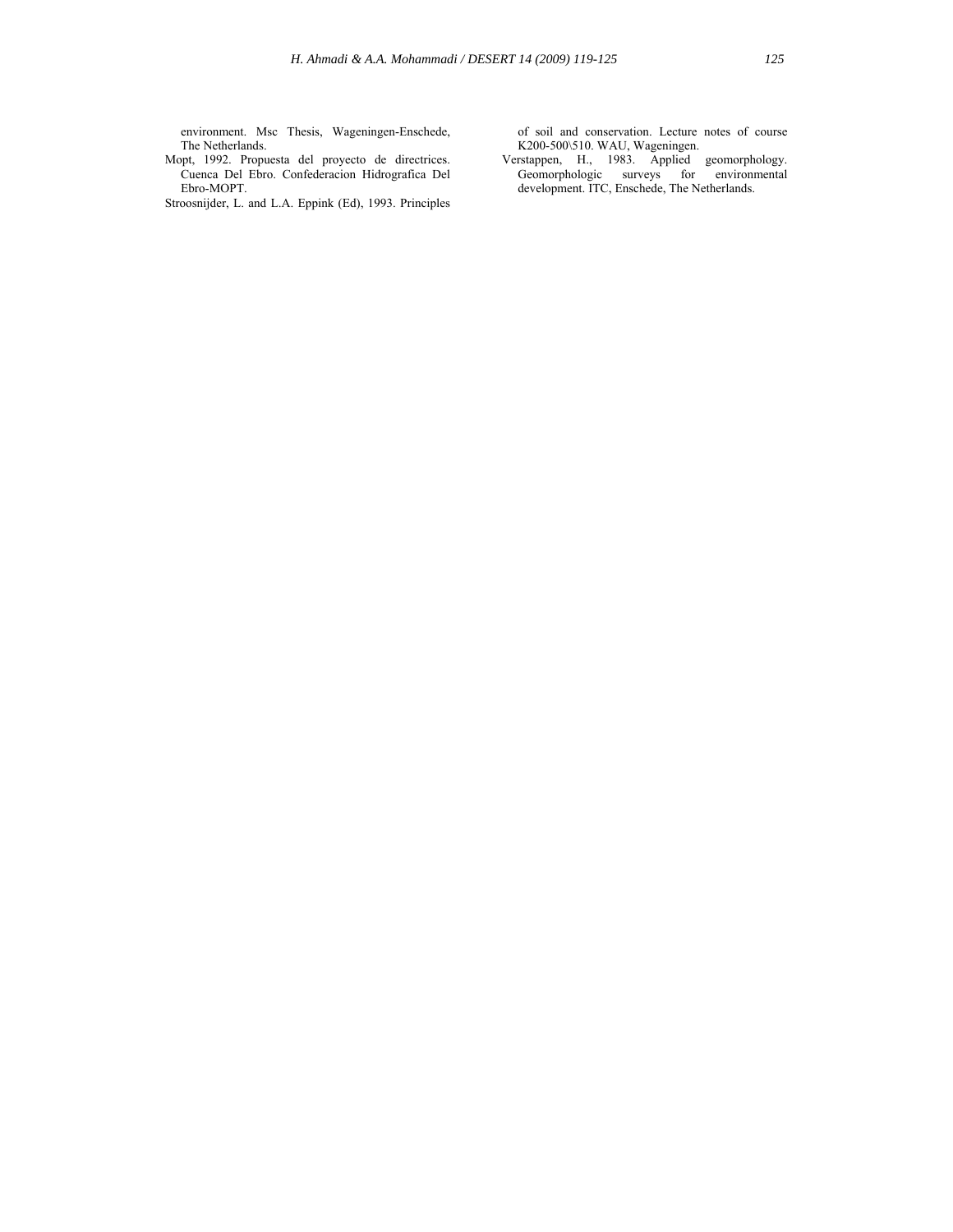environment. Msc Thesis, Wageningen-Enschede, The Netherlands.

Mopt, 1992. Propuesta del proyecto de directrices. Cuenca Del Ebro. Confederacion Hidrografica Del Ebro-MOPT.

Stroosnijder, L. and L.A. Eppink (Ed), 1993. Principles of soil and conservation. Lecture notes of course K200-500\510. WAU, Wageningen.

Verstappen, H., 1983. Applied geomorphology. Geomorphologic surveys for environmental development. ITC, Enschede, The Netherlands.